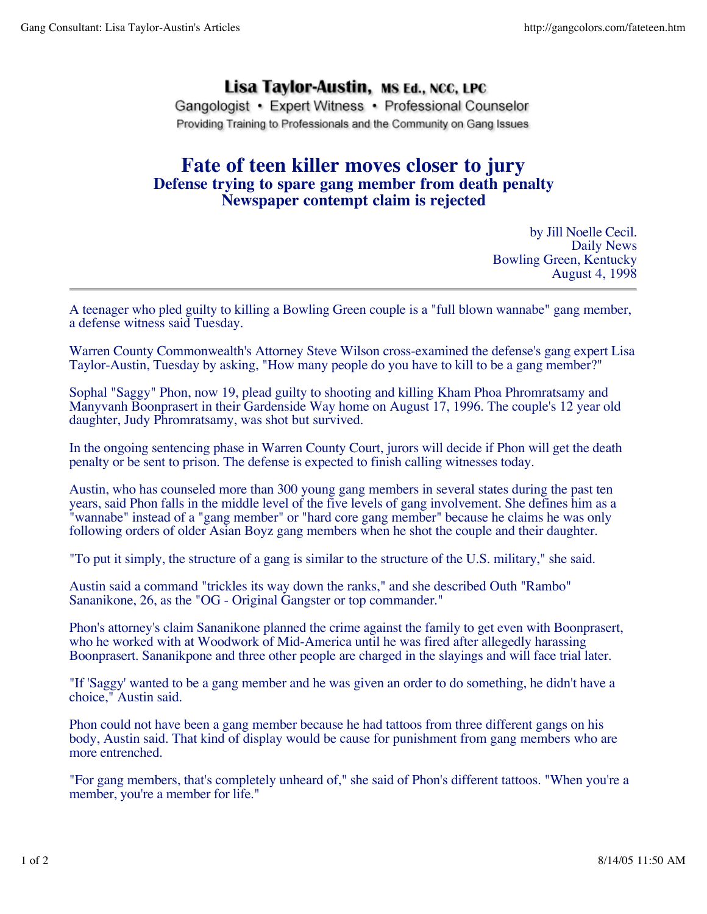**Lisa Taylor-Austin, MS Ed., NCC, LPC**

Gangologist • Expert Witness • Professional Counselor

Providing Training to Professionals and the Community on Gang Issues

# Fate of teen killer moves closer to jury

## Defense trying to spare gang member from death penalty

## Newspaper contempt claim is rejected

by Jill Noelle Cecil.
Daily News
Bowling Green, Kentucky
August 4, 1998

---

A teenager who pled guilty to killing a Bowling Green couple is a "full blown wannabe" gang member, a defense witness said Tuesday.

Warren County Commonwealth's Attorney Steve Wilson cross-examined the defense's gang expert Lisa Taylor-Austin, Tuesday by asking, "How many people do you have to kill to be a gang member?"

Sophal "Saggy" Phon, now 19, plead guilty to shooting and killing Kham Phoa Phromratsamy and Manyvanh Boonprasert in their Gardenside Way home on August 17, 1996. The couple's 12 year old daughter, Judy Phromratsamy, was shot but survived.

In the ongoing sentencing phase in Warren County Court, jurors will decide if Phon will get the death penalty or be sent to prison. The defense is expected to finish calling witnesses today.

Austin, who has counseled more than 300 young gang members in several states during the past ten years, said Phon falls in the middle level of the five levels of gang involvement. She defines him as a "wannabe" instead of a "gang member" or "hard core gang member" because he claims he was only following orders of older Asian Boyz gang members when he shot the couple and their daughter.

"To put it simply, the structure of a gang is similar to the structure of the U.S. military," she said.

Austin said a command "trickles its way down the ranks," and she described Outh "Rambo" Sananikone, 26, as the "OG - Original Gangster or top commander."

Phon's attorney's claim Sananikone planned the crime against the family to get even with Boonprasert, who he worked with at Woodwork of Mid-America until he was fired after allegedly harassing Boonprasert. Sananikpone and three other people are charged in the slayings and will face trial later.

"If 'Saggy' wanted to be a gang member and he was given an order to do something, he didn't have a choice," Austin said.

Phon could not have been a gang member because he had tattoos from three different gangs on his body, Austin said. That kind of display would be cause for punishment from gang members who are more entrenched.

"For gang members, that's completely unheard of," she said of Phon's different tattoos. "When you're a member, you're a member for life."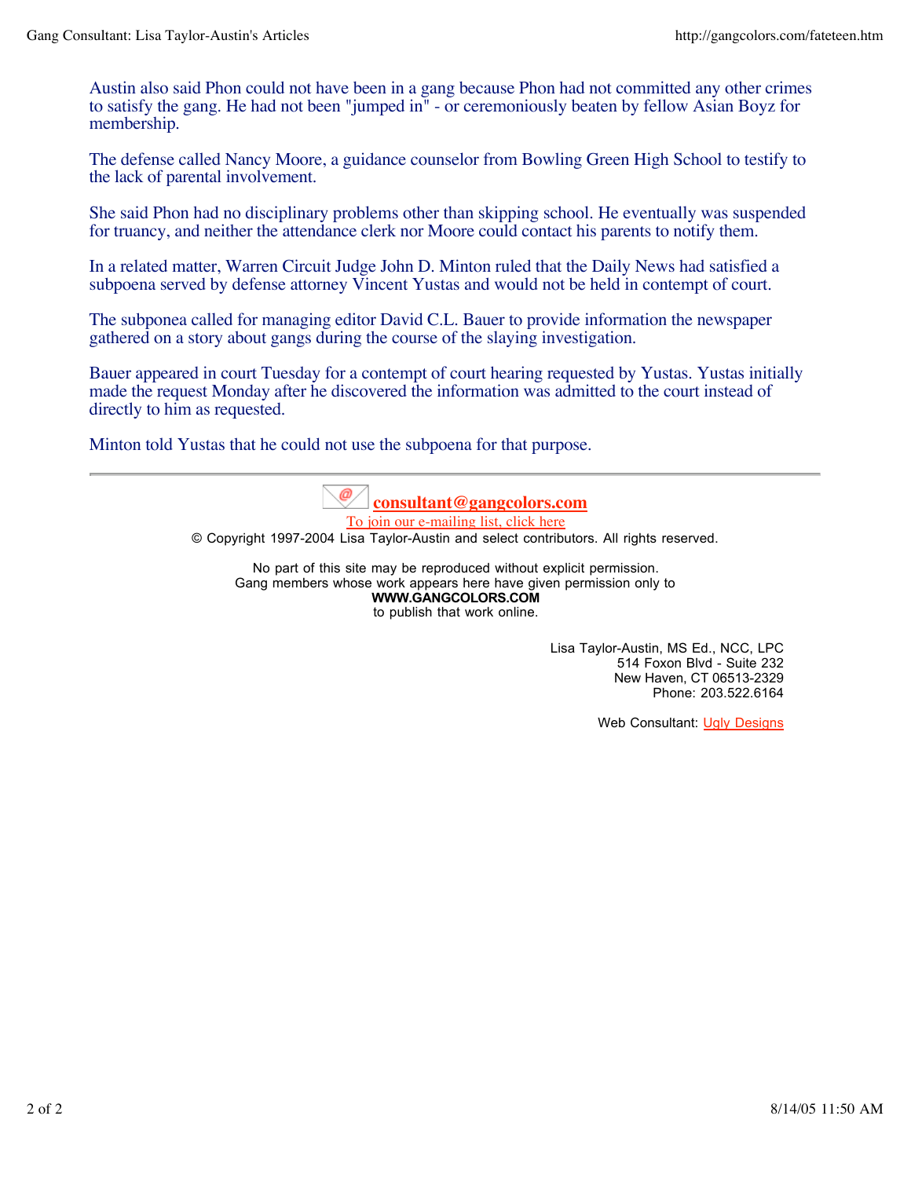Austin also said Phon could not have been in a gang because Phon had not committed any other crimes to satisfy the gang. He had not been "jumped in" - or ceremoniously beaten by fellow Asian Boyz for membership.

The defense called Nancy Moore, a guidance counselor from Bowling Green High School to testify to the lack of parental involvement.

She said Phon had no disciplinary problems other than skipping school. He eventually was suspended for truancy, and neither the attendance clerk nor Moore could contact his parents to notify them.

In a related matter, Warren Circuit Judge John D. Minton ruled that the Daily News had satisfied a subpoena served by defense attorney Vincent Yustas and would not be held in contempt of court.

The subponea called for managing editor David C.L. Bauer to provide information the newspaper gathered on a story about gangs during the course of the slaying investigation.

Bauer appeared in court Tuesday for a contempt of court hearing requested by Yustas. Yustas initially made the request Monday after he discovered the information was admitted to the court instead of directly to him as requested.

Minton told Yustas that he could not use the subpoena for that purpose.

---

**consultant@gangcolors.com**

To join our e-mailing list, click here

© Copyright 1997-2004 Lisa Taylor-Austin and select contributors. All rights reserved.

No part of this site may be reproduced without explicit permission.
Gang members whose work appears here have given permission only to
**WWW.GANGCOLORS.COM**
to publish that work online.

Lisa Taylor-Austin, MS Ed., NCC, LPC
514 Foxon Blvd - Suite 232
New Haven, CT 06513-2329
Phone: 203.522.6164

Web Consultant: Ugly Designs